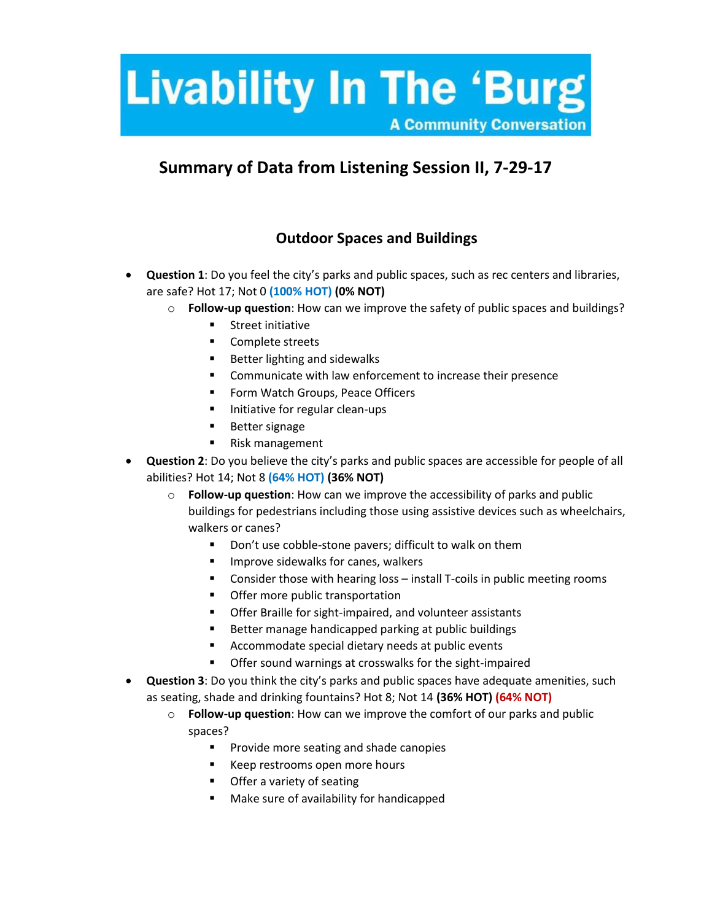# Livability In The 'Burg

A Community Conversation

## Summary of Data from Listening Session II, 7-29-17

### Outdoor Spaces and Buildings

- **Question 1**: Do you feel the city's parks and public spaces, such as rec centers and libraries, are safe? Hot 17; Not 0 **(100% HOT)** **(0% NOT)**
  - **Follow-up question**: How can we improve the safety of public spaces and buildings?
    - Street initiative
    - Complete streets
    - Better lighting and sidewalks
    - Communicate with law enforcement to increase their presence
    - Form Watch Groups, Peace Officers
    - Initiative for regular clean-ups
    - Better signage
    - Risk management
- **Question 2**: Do you believe the city's parks and public spaces are accessible for people of all abilities? Hot 14; Not 8 **(64% HOT)** **(36% NOT)**
  - **Follow-up question**: How can we improve the accessibility of parks and public buildings for pedestrians including those using assistive devices such as wheelchairs, walkers or canes?
    - Don't use cobble-stone pavers; difficult to walk on them
    - Improve sidewalks for canes, walkers
    - Consider those with hearing loss – install T-coils in public meeting rooms
    - Offer more public transportation
    - Offer Braille for sight-impaired, and volunteer assistants
    - Better manage handicapped parking at public buildings
    - Accommodate special dietary needs at public events
    - Offer sound warnings at crosswalks for the sight-impaired
- **Question 3**: Do you think the city's parks and public spaces have adequate amenities, such as seating, shade and drinking fountains? Hot 8; Not 14 **(36% HOT)** **(64% NOT)**
  - **Follow-up question**: How can we improve the comfort of our parks and public spaces?
    - Provide more seating and shade canopies
    - Keep restrooms open more hours
    - Offer a variety of seating
    - Make sure of availability for handicapped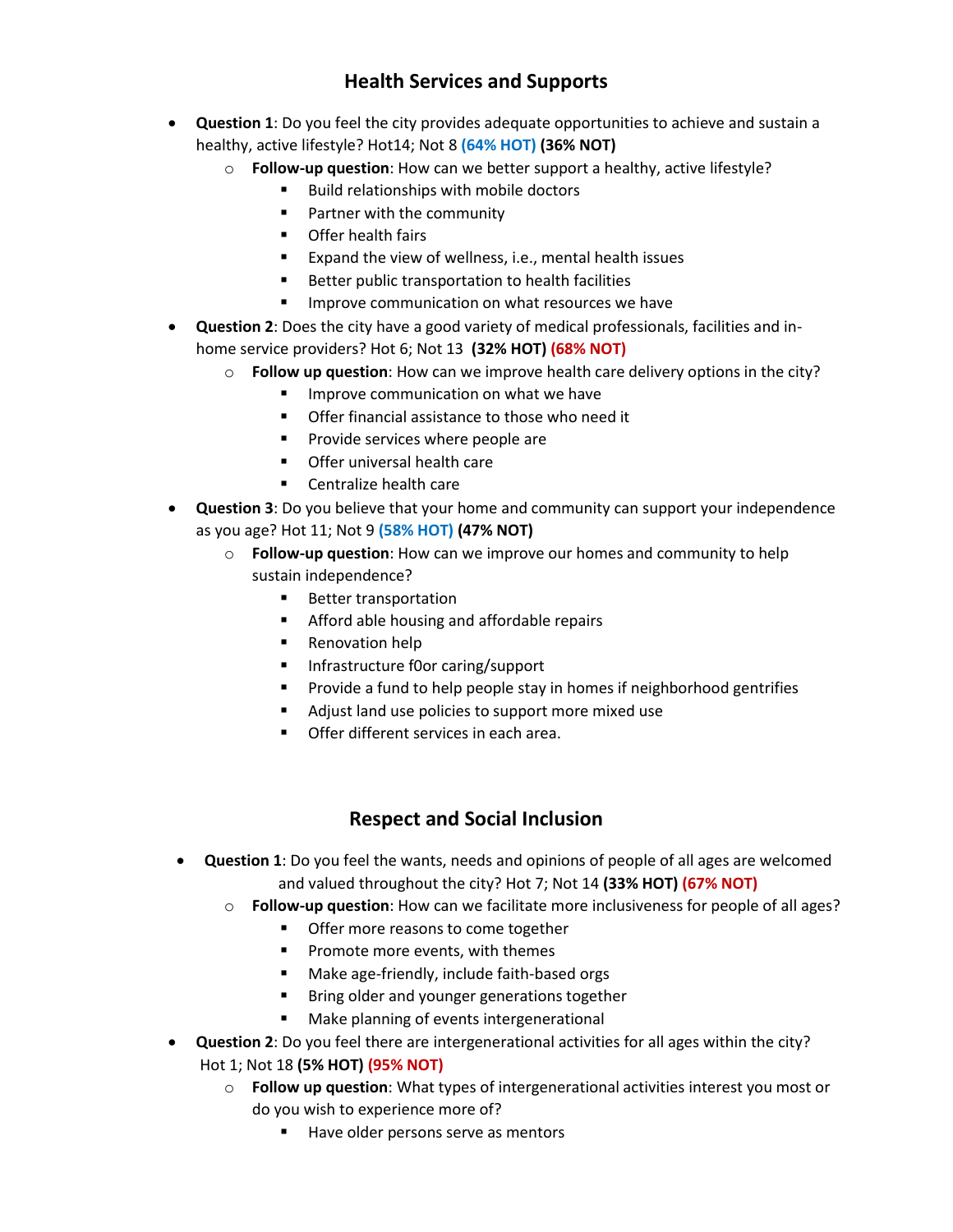## Health Services and Supports

- **Question 1**: Do you feel the city provides adequate opportunities to achieve and sustain a healthy, active lifestyle? Hot14; Not 8 **(64% HOT)** **(36% NOT)**
  - **Follow-up question**: How can we better support a healthy, active lifestyle?
    - Build relationships with mobile doctors
    - Partner with the community
    - Offer health fairs
    - Expand the view of wellness, i.e., mental health issues
    - Better public transportation to health facilities
    - Improve communication on what resources we have
- **Question 2**: Does the city have a good variety of medical professionals, facilities and in-home service providers? Hot 6; Not 13 **(32% HOT)** **(68% NOT)**
  - **Follow up question**: How can we improve health care delivery options in the city?
    - Improve communication on what we have
    - Offer financial assistance to those who need it
    - Provide services where people are
    - Offer universal health care
    - Centralize health care
- **Question 3**: Do you believe that your home and community can support your independence as you age? Hot 11; Not 9 **(58% HOT)** **(47% NOT)**
  - **Follow-up question**: How can we improve our homes and community to help sustain independence?
    - Better transportation
    - Afford able housing and affordable repairs
    - Renovation help
    - Infrastructure f0or caring/support
    - Provide a fund to help people stay in homes if neighborhood gentrifies
    - Adjust land use policies to support more mixed use
    - Offer different services in each area.

## Respect and Social Inclusion

- **Question 1**: Do you feel the wants, needs and opinions of people of all ages are welcomed and valued throughout the city? Hot 7; Not 14 **(33% HOT)** **(67% NOT)**
  - **Follow-up question**: How can we facilitate more inclusiveness for people of all ages?
    - Offer more reasons to come together
    - Promote more events, with themes
    - Make age-friendly, include faith-based orgs
    - Bring older and younger generations together
    - Make planning of events intergenerational
- **Question 2**: Do you feel there are intergenerational activities for all ages within the city? Hot 1; Not 18 **(5% HOT)** **(95% NOT)**
  - **Follow up question**: What types of intergenerational activities interest you most or do you wish to experience more of?
    - Have older persons serve as mentors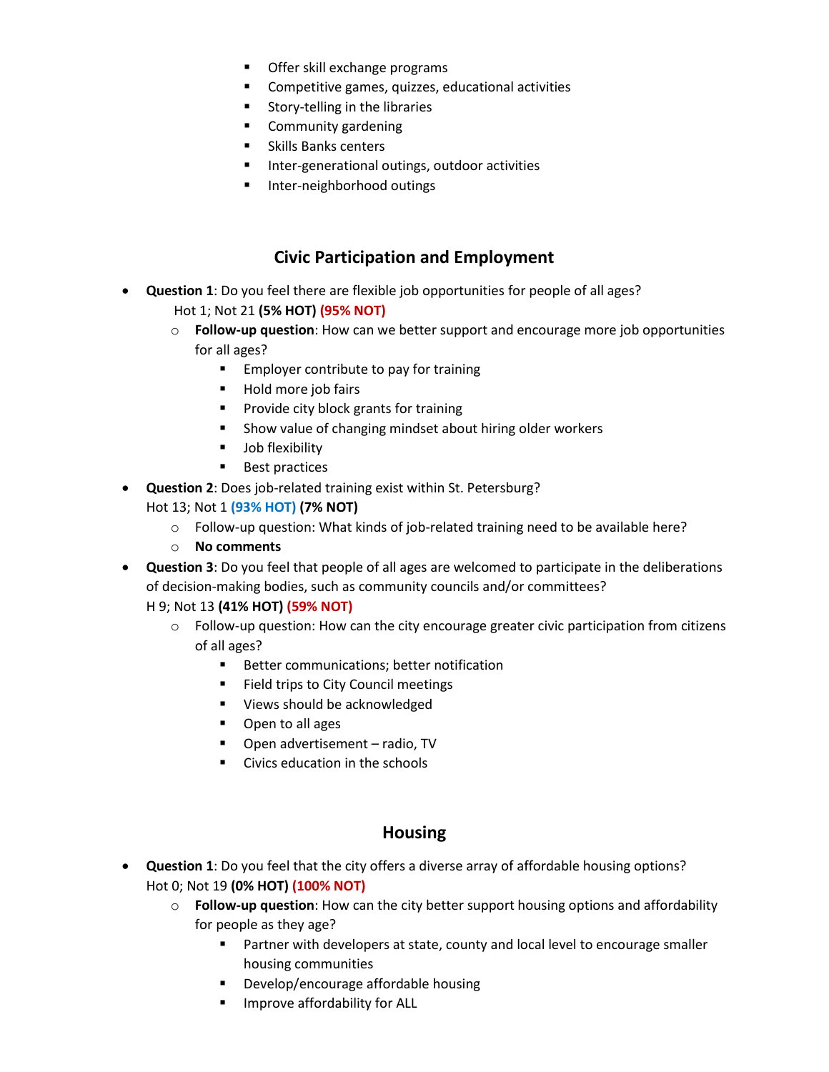- Offer skill exchange programs
- Competitive games, quizzes, educational activities
- Story-telling in the libraries
- Community gardening
- Skills Banks centers
- Inter-generational outings, outdoor activities
- Inter-neighborhood outings

## Civic Participation and Employment

- **Question 1**: Do you feel there are flexible job opportunities for people of all ages?
  Hot 1; Not 21 **(5% HOT)** **(95% NOT)**
  - **Follow-up question**: How can we better support and encourage more job opportunities for all ages?
    - Employer contribute to pay for training
    - Hold more job fairs
    - Provide city block grants for training
    - Show value of changing mindset about hiring older workers
    - Job flexibility
    - Best practices
- **Question 2**: Does job-related training exist within St. Petersburg?
  Hot 13; Not 1 **(93% HOT)** **(7% NOT)**
  - Follow-up question: What kinds of job-related training need to be available here?
  - **No comments**
- **Question 3**: Do you feel that people of all ages are welcomed to participate in the deliberations of decision-making bodies, such as community councils and/or committees?
  H 9; Not 13 **(41% HOT)** **(59% NOT)**
  - Follow-up question: How can the city encourage greater civic participation from citizens of all ages?
    - Better communications; better notification
    - Field trips to City Council meetings
    - Views should be acknowledged
    - Open to all ages
    - Open advertisement – radio, TV
    - Civics education in the schools

## Housing

- **Question 1**: Do you feel that the city offers a diverse array of affordable housing options?
  Hot 0; Not 19 **(0% HOT)** **(100% NOT)**
  - **Follow-up question**: How can the city better support housing options and affordability for people as they age?
    - Partner with developers at state, county and local level to encourage smaller housing communities
    - Develop/encourage affordable housing
    - Improve affordability for ALL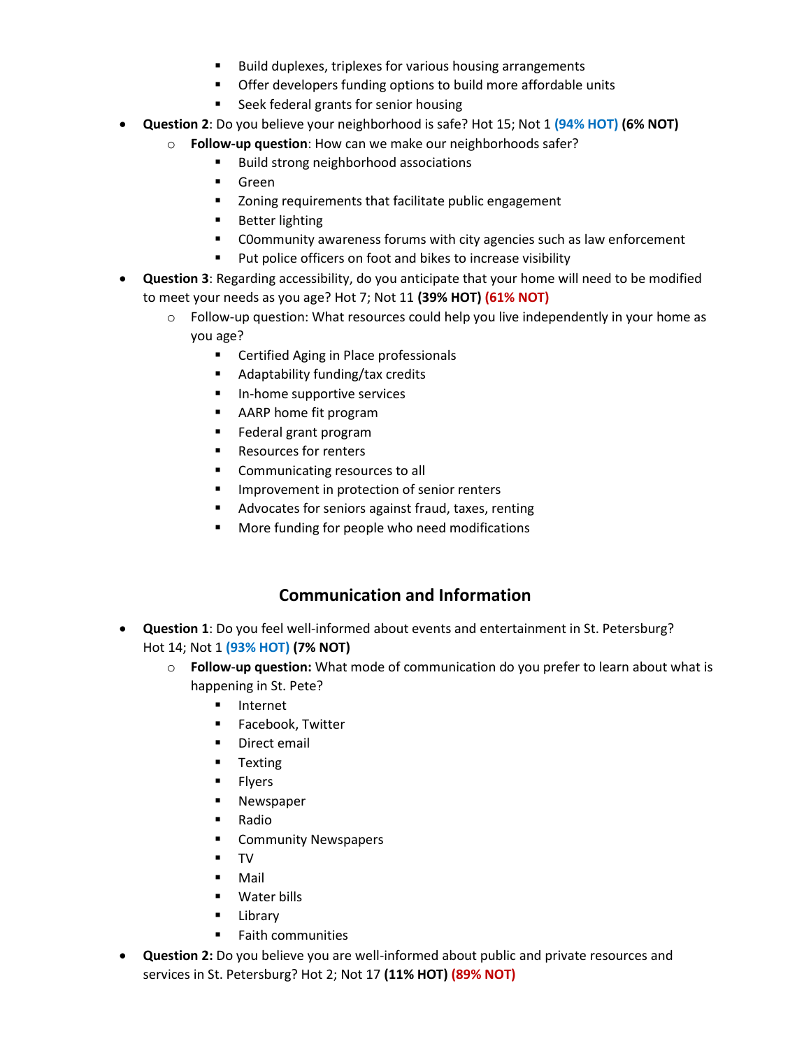- Build duplexes, triplexes for various housing arrangements
        - Offer developers funding options to build more affordable units
        - Seek federal grants for senior housing
- **Question 2**: Do you believe your neighborhood is safe? Hot 15; Not 1 **(94% HOT) (6% NOT)**
    - **Follow-up question**: How can we make our neighborhoods safer?
        - Build strong neighborhood associations
        - Green
        - Zoning requirements that facilitate public engagement
        - Better lighting
        - C0ommunity awareness forums with city agencies such as law enforcement
        - Put police officers on foot and bikes to increase visibility
- **Question 3**: Regarding accessibility, do you anticipate that your home will need to be modified to meet your needs as you age? Hot 7; Not 11 **(39% HOT) (61% NOT)**
    - Follow-up question: What resources could help you live independently in your home as you age?
        - Certified Aging in Place professionals
        - Adaptability funding/tax credits
        - In-home supportive services
        - AARP home fit program
        - Federal grant program
        - Resources for renters
        - Communicating resources to all
        - Improvement in protection of senior renters
        - Advocates for seniors against fraud, taxes, renting
        - More funding for people who need modifications

## Communication and Information

- **Question 1**: Do you feel well-informed about events and entertainment in St. Petersburg? Hot 14; Not 1 **(93% HOT) (7% NOT)**
    - **Follow-up question:** What mode of communication do you prefer to learn about what is happening in St. Pete?
        - Internet
        - Facebook, Twitter
        - Direct email
        - Texting
        - Flyers
        - Newspaper
        - Radio
        - Community Newspapers
        - TV
        - Mail
        - Water bills
        - Library
        - Faith communities
- **Question 2:** Do you believe you are well-informed about public and private resources and services in St. Petersburg? Hot 2; Not 17 **(11% HOT) (89% NOT)**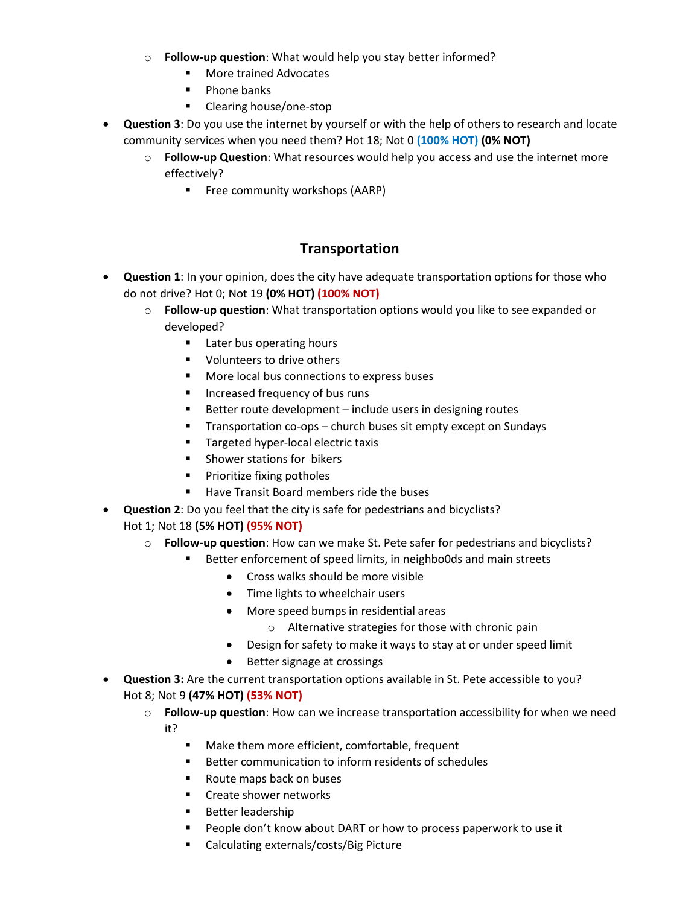- **Follow-up question**: What would help you stay better informed?
  - More trained Advocates
  - Phone banks
  - Clearing house/one-stop
- **Question 3**: Do you use the internet by yourself or with the help of others to research and locate community services when you need them? Hot 18; Not 0 **(100% HOT)** **(0% NOT)**
  - **Follow-up Question**: What resources would help you access and use the internet more effectively?
    - Free community workshops (AARP)

## Transportation

- **Question 1**: In your opinion, does the city have adequate transportation options for those who do not drive? Hot 0; Not 19 **(0% HOT)** **(100% NOT)**
  - **Follow-up question**: What transportation options would you like to see expanded or developed?
    - Later bus operating hours
    - Volunteers to drive others
    - More local bus connections to express buses
    - Increased frequency of bus runs
    - Better route development – include users in designing routes
    - Transportation co-ops – church buses sit empty except on Sundays
    - Targeted hyper-local electric taxis
    - Shower stations for bikers
    - Prioritize fixing potholes
    - Have Transit Board members ride the buses
- **Question 2**: Do you feel that the city is safe for pedestrians and bicyclists? Hot 1; Not 18 **(5% HOT)** **(95% NOT)**
  - **Follow-up question**: How can we make St. Pete safer for pedestrians and bicyclists?
    - Better enforcement of speed limits, in neighbo0ds and main streets
      - Cross walks should be more visible
      - Time lights to wheelchair users
      - More speed bumps in residential areas
        - Alternative strategies for those with chronic pain
      - Design for safety to make it ways to stay at or under speed limit
      - Better signage at crossings
- **Question 3:** Are the current transportation options available in St. Pete accessible to you? Hot 8; Not 9 **(47% HOT)** **(53% NOT)**
  - **Follow-up question**: How can we increase transportation accessibility for when we need it?
    - Make them more efficient, comfortable, frequent
    - Better communication to inform residents of schedules
    - Route maps back on buses
    - Create shower networks
    - Better leadership
    - People don't know about DART or how to process paperwork to use it
    - Calculating externals/costs/Big Picture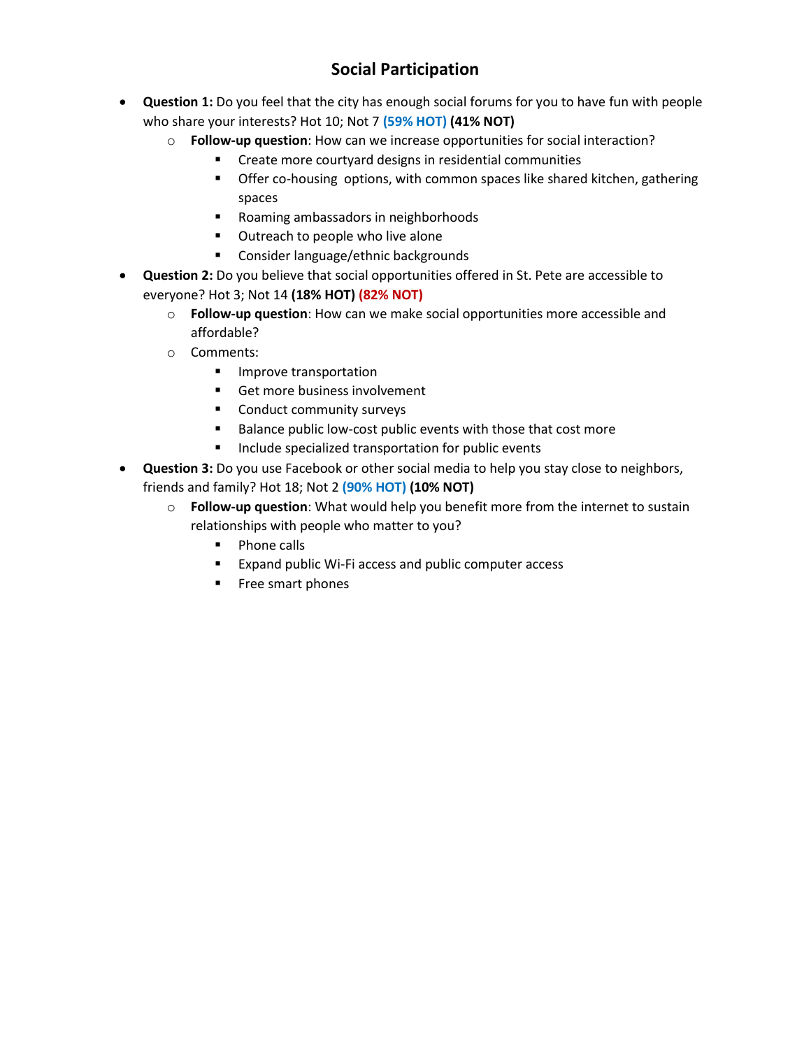# Social Participation

- **Question 1:** Do you feel that the city has enough social forums for you to have fun with people who share your interests? Hot 10; Not 7 **(59% HOT)** **(41% NOT)**
  - **Follow-up question**: How can we increase opportunities for social interaction?
    - Create more courtyard designs in residential communities
    - Offer co-housing options, with common spaces like shared kitchen, gathering spaces
    - Roaming ambassadors in neighborhoods
    - Outreach to people who live alone
    - Consider language/ethnic backgrounds
- **Question 2:** Do you believe that social opportunities offered in St. Pete are accessible to everyone? Hot 3; Not 14 **(18% HOT)** **(82% NOT)**
  - **Follow-up question**: How can we make social opportunities more accessible and affordable?
  - Comments:
    - Improve transportation
    - Get more business involvement
    - Conduct community surveys
    - Balance public low-cost public events with those that cost more
    - Include specialized transportation for public events
- **Question 3:** Do you use Facebook or other social media to help you stay close to neighbors, friends and family? Hot 18; Not 2 **(90% HOT)** **(10% NOT)**
  - **Follow-up question**: What would help you benefit more from the internet to sustain relationships with people who matter to you?
    - Phone calls
    - Expand public Wi-Fi access and public computer access
    - Free smart phones